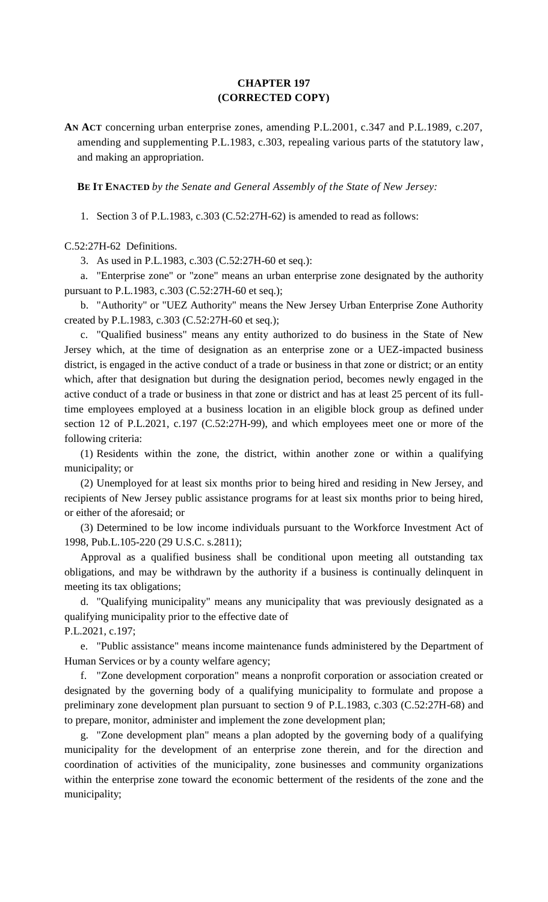# CHAPTER 197
## (CORRECTED COPY)

**AN ACT** concerning urban enterprise zones, amending P.L.2001, c.347 and P.L.1989, c.207, amending and supplementing P.L.1983, c.303, repealing various parts of the statutory law, and making an appropriation.

**BE IT ENACTED** *by the Senate and General Assembly of the State of New Jersey:*

1. Section 3 of P.L.1983, c.303 (C.52:27H-62) is amended to read as follows:

C.52:27H-62 Definitions.

3. As used in P.L.1983, c.303 (C.52:27H-60 et seq.):

a. "Enterprise zone" or "zone" means an urban enterprise zone designated by the authority pursuant to P.L.1983, c.303 (C.52:27H-60 et seq.);

b. "Authority" or "UEZ Authority" means the New Jersey Urban Enterprise Zone Authority created by P.L.1983, c.303 (C.52:27H-60 et seq.);

c. "Qualified business" means any entity authorized to do business in the State of New Jersey which, at the time of designation as an enterprise zone or a UEZ-impacted business district, is engaged in the active conduct of a trade or business in that zone or district; or an entity which, after that designation but during the designation period, becomes newly engaged in the active conduct of a trade or business in that zone or district and has at least 25 percent of its full-time employees employed at a business location in an eligible block group as defined under section 12 of P.L.2021, c.197 (C.52:27H-99), and which employees meet one or more of the following criteria:

(1) Residents within the zone, the district, within another zone or within a qualifying municipality; or

(2) Unemployed for at least six months prior to being hired and residing in New Jersey, and recipients of New Jersey public assistance programs for at least six months prior to being hired, or either of the aforesaid; or

(3) Determined to be low income individuals pursuant to the Workforce Investment Act of 1998, Pub.L.105-220 (29 U.S.C. s.2811);

Approval as a qualified business shall be conditional upon meeting all outstanding tax obligations, and may be withdrawn by the authority if a business is continually delinquent in meeting its tax obligations;

d. "Qualifying municipality" means any municipality that was previously designated as a qualifying municipality prior to the effective date of P.L.2021, c.197;

e. "Public assistance" means income maintenance funds administered by the Department of Human Services or by a county welfare agency;

f. "Zone development corporation" means a nonprofit corporation or association created or designated by the governing body of a qualifying municipality to formulate and propose a preliminary zone development plan pursuant to section 9 of P.L.1983, c.303 (C.52:27H-68) and to prepare, monitor, administer and implement the zone development plan;

g. "Zone development plan" means a plan adopted by the governing body of a qualifying municipality for the development of an enterprise zone therein, and for the direction and coordination of activities of the municipality, zone businesses and community organizations within the enterprise zone toward the economic betterment of the residents of the zone and the municipality;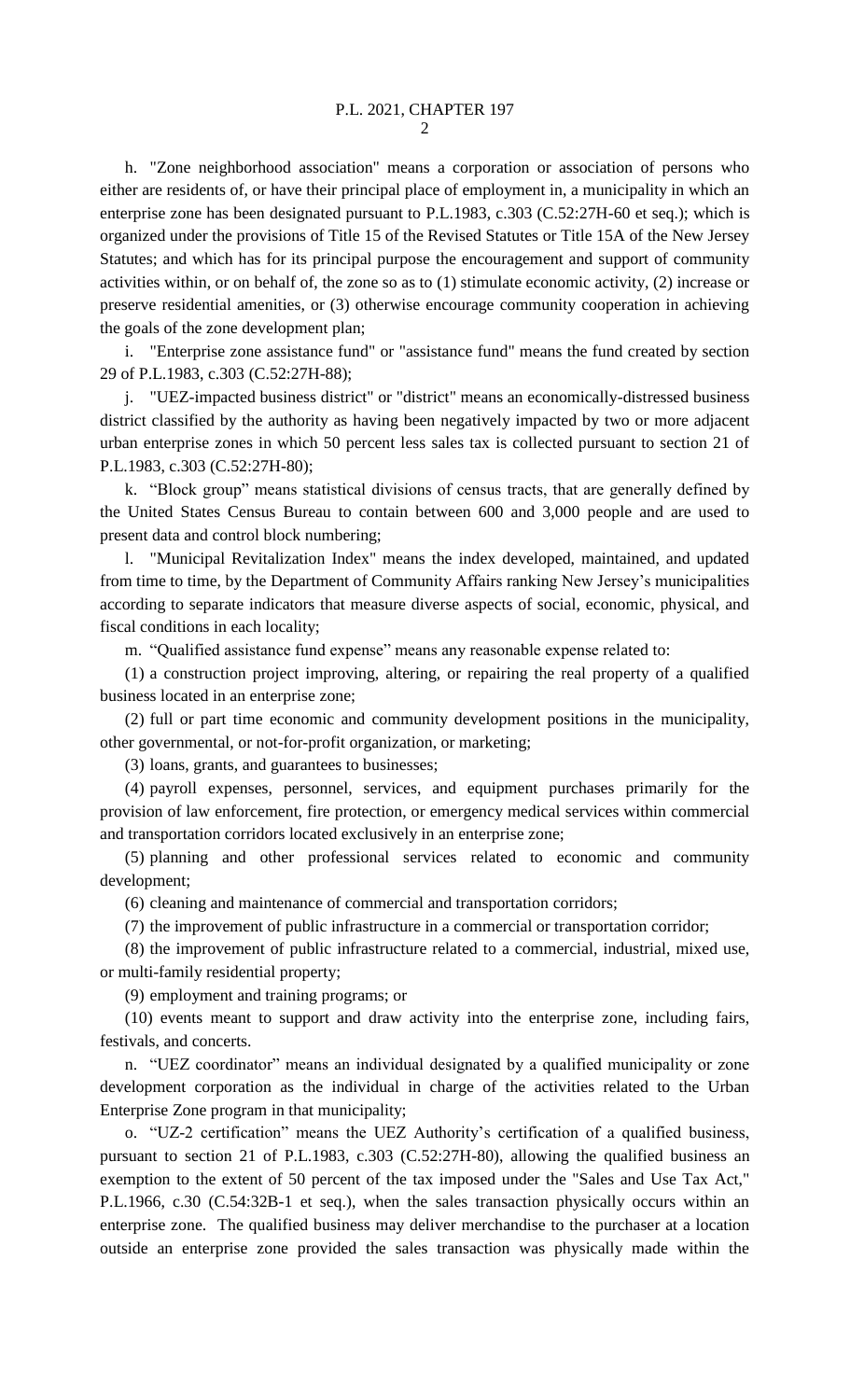h. "Zone neighborhood association" means a corporation or association of persons who either are residents of, or have their principal place of employment in, a municipality in which an enterprise zone has been designated pursuant to P.L.1983, c.303 (C.52:27H-60 et seq.); which is organized under the provisions of Title 15 of the Revised Statutes or Title 15A of the New Jersey Statutes; and which has for its principal purpose the encouragement and support of community activities within, or on behalf of, the zone so as to (1) stimulate economic activity, (2) increase or preserve residential amenities, or (3) otherwise encourage community cooperation in achieving the goals of the zone development plan;

i. "Enterprise zone assistance fund" or "assistance fund" means the fund created by section 29 of P.L.1983, c.303 (C.52:27H-88);

j. "UEZ-impacted business district" or "district" means an economically-distressed business district classified by the authority as having been negatively impacted by two or more adjacent urban enterprise zones in which 50 percent less sales tax is collected pursuant to section 21 of P.L.1983, c.303 (C.52:27H-80);

k. "Block group" means statistical divisions of census tracts, that are generally defined by the United States Census Bureau to contain between 600 and 3,000 people and are used to present data and control block numbering;

l. "Municipal Revitalization Index" means the index developed, maintained, and updated from time to time, by the Department of Community Affairs ranking New Jersey's municipalities according to separate indicators that measure diverse aspects of social, economic, physical, and fiscal conditions in each locality;

m. "Qualified assistance fund expense" means any reasonable expense related to:

(1) a construction project improving, altering, or repairing the real property of a qualified business located in an enterprise zone;

(2) full or part time economic and community development positions in the municipality, other governmental, or not-for-profit organization, or marketing;

(3) loans, grants, and guarantees to businesses;

(4) payroll expenses, personnel, services, and equipment purchases primarily for the provision of law enforcement, fire protection, or emergency medical services within commercial and transportation corridors located exclusively in an enterprise zone;

(5) planning and other professional services related to economic and community development;

(6) cleaning and maintenance of commercial and transportation corridors;

(7) the improvement of public infrastructure in a commercial or transportation corridor;

(8) the improvement of public infrastructure related to a commercial, industrial, mixed use, or multi-family residential property;

(9) employment and training programs; or

(10) events meant to support and draw activity into the enterprise zone, including fairs, festivals, and concerts.

n. "UEZ coordinator" means an individual designated by a qualified municipality or zone development corporation as the individual in charge of the activities related to the Urban Enterprise Zone program in that municipality;

o. "UZ-2 certification" means the UEZ Authority's certification of a qualified business, pursuant to section 21 of P.L.1983, c.303 (C.52:27H-80), allowing the qualified business an exemption to the extent of 50 percent of the tax imposed under the "Sales and Use Tax Act," P.L.1966, c.30 (C.54:32B-1 et seq.), when the sales transaction physically occurs within an enterprise zone. The qualified business may deliver merchandise to the purchaser at a location outside an enterprise zone provided the sales transaction was physically made within the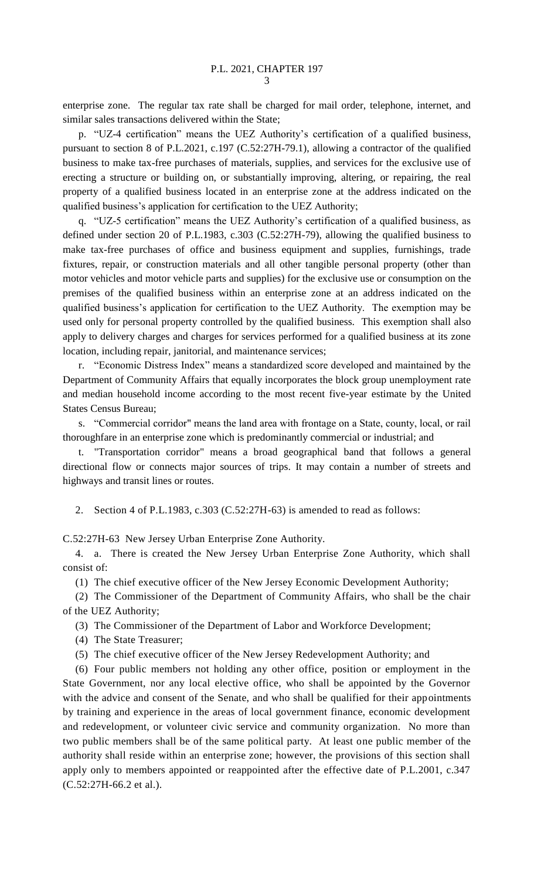enterprise zone. The regular tax rate shall be charged for mail order, telephone, internet, and similar sales transactions delivered within the State;

p. "UZ-4 certification" means the UEZ Authority's certification of a qualified business, pursuant to section 8 of P.L.2021, c.197 (C.52:27H-79.1), allowing a contractor of the qualified business to make tax-free purchases of materials, supplies, and services for the exclusive use of erecting a structure or building on, or substantially improving, altering, or repairing, the real property of a qualified business located in an enterprise zone at the address indicated on the qualified business's application for certification to the UEZ Authority;

q. "UZ-5 certification" means the UEZ Authority's certification of a qualified business, as defined under section 20 of P.L.1983, c.303 (C.52:27H-79), allowing the qualified business to make tax-free purchases of office and business equipment and supplies, furnishings, trade fixtures, repair, or construction materials and all other tangible personal property (other than motor vehicles and motor vehicle parts and supplies) for the exclusive use or consumption on the premises of the qualified business within an enterprise zone at an address indicated on the qualified business's application for certification to the UEZ Authority. The exemption may be used only for personal property controlled by the qualified business. This exemption shall also apply to delivery charges and charges for services performed for a qualified business at its zone location, including repair, janitorial, and maintenance services;

r. "Economic Distress Index" means a standardized score developed and maintained by the Department of Community Affairs that equally incorporates the block group unemployment rate and median household income according to the most recent five-year estimate by the United States Census Bureau;

s. "Commercial corridor" means the land area with frontage on a State, county, local, or rail thoroughfare in an enterprise zone which is predominantly commercial or industrial; and

t. "Transportation corridor" means a broad geographical band that follows a general directional flow or connects major sources of trips. It may contain a number of streets and highways and transit lines or routes.

2. Section 4 of P.L.1983, c.303 (C.52:27H-63) is amended to read as follows:

C.52:27H-63 New Jersey Urban Enterprise Zone Authority.

4. a. There is created the New Jersey Urban Enterprise Zone Authority, which shall consist of:

(1) The chief executive officer of the New Jersey Economic Development Authority;

(2) The Commissioner of the Department of Community Affairs, who shall be the chair of the UEZ Authority;

(3) The Commissioner of the Department of Labor and Workforce Development;

(4) The State Treasurer;

(5) The chief executive officer of the New Jersey Redevelopment Authority; and

(6) Four public members not holding any other office, position or employment in the State Government, nor any local elective office, who shall be appointed by the Governor with the advice and consent of the Senate, and who shall be qualified for their appointments by training and experience in the areas of local government finance, economic development and redevelopment, or volunteer civic service and community organization. No more than two public members shall be of the same political party. At least one public member of the authority shall reside within an enterprise zone; however, the provisions of this section shall apply only to members appointed or reappointed after the effective date of P.L.2001, c.347 (C.52:27H-66.2 et al.).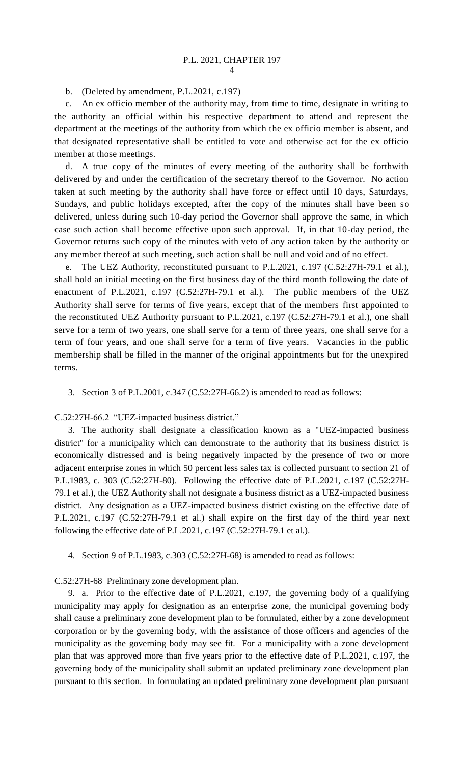b. (Deleted by amendment, P.L.2021, c.197)

c. An ex officio member of the authority may, from time to time, designate in writing to the authority an official within his respective department to attend and represent the department at the meetings of the authority from which the ex officio member is absent, and that designated representative shall be entitled to vote and otherwise act for the ex officio member at those meetings.

d. A true copy of the minutes of every meeting of the authority shall be forthwith delivered by and under the certification of the secretary thereof to the Governor. No action taken at such meeting by the authority shall have force or effect until 10 days, Saturdays, Sundays, and public holidays excepted, after the copy of the minutes shall have been so delivered, unless during such 10-day period the Governor shall approve the same, in which case such action shall become effective upon such approval. If, in that 10-day period, the Governor returns such copy of the minutes with veto of any action taken by the authority or any member thereof at such meeting, such action shall be null and void and of no effect.

e. The UEZ Authority, reconstituted pursuant to P.L.2021, c.197 (C.52:27H-79.1 et al.), shall hold an initial meeting on the first business day of the third month following the date of enactment of P.L.2021, c.197 (C.52:27H-79.1 et al.). The public members of the UEZ Authority shall serve for terms of five years, except that of the members first appointed to the reconstituted UEZ Authority pursuant to P.L.2021, c.197 (C.52:27H-79.1 et al.), one shall serve for a term of two years, one shall serve for a term of three years, one shall serve for a term of four years, and one shall serve for a term of five years. Vacancies in the public membership shall be filled in the manner of the original appointments but for the unexpired terms.

3. Section 3 of P.L.2001, c.347 (C.52:27H-66.2) is amended to read as follows:

C.52:27H-66.2 "UEZ-impacted business district."

3. The authority shall designate a classification known as a "UEZ-impacted business district" for a municipality which can demonstrate to the authority that its business district is economically distressed and is being negatively impacted by the presence of two or more adjacent enterprise zones in which 50 percent less sales tax is collected pursuant to section 21 of P.L.1983, c. 303 (C.52:27H-80). Following the effective date of P.L.2021, c.197 (C.52:27H-79.1 et al.), the UEZ Authority shall not designate a business district as a UEZ-impacted business district. Any designation as a UEZ-impacted business district existing on the effective date of P.L.2021, c.197 (C.52:27H-79.1 et al.) shall expire on the first day of the third year next following the effective date of P.L.2021, c.197 (C.52:27H-79.1 et al.).

4. Section 9 of P.L.1983, c.303 (C.52:27H-68) is amended to read as follows:

C.52:27H-68 Preliminary zone development plan.

9. a. Prior to the effective date of P.L.2021, c.197, the governing body of a qualifying municipality may apply for designation as an enterprise zone, the municipal governing body shall cause a preliminary zone development plan to be formulated, either by a zone development corporation or by the governing body, with the assistance of those officers and agencies of the municipality as the governing body may see fit. For a municipality with a zone development plan that was approved more than five years prior to the effective date of P.L.2021, c.197, the governing body of the municipality shall submit an updated preliminary zone development plan pursuant to this section. In formulating an updated preliminary zone development plan pursuant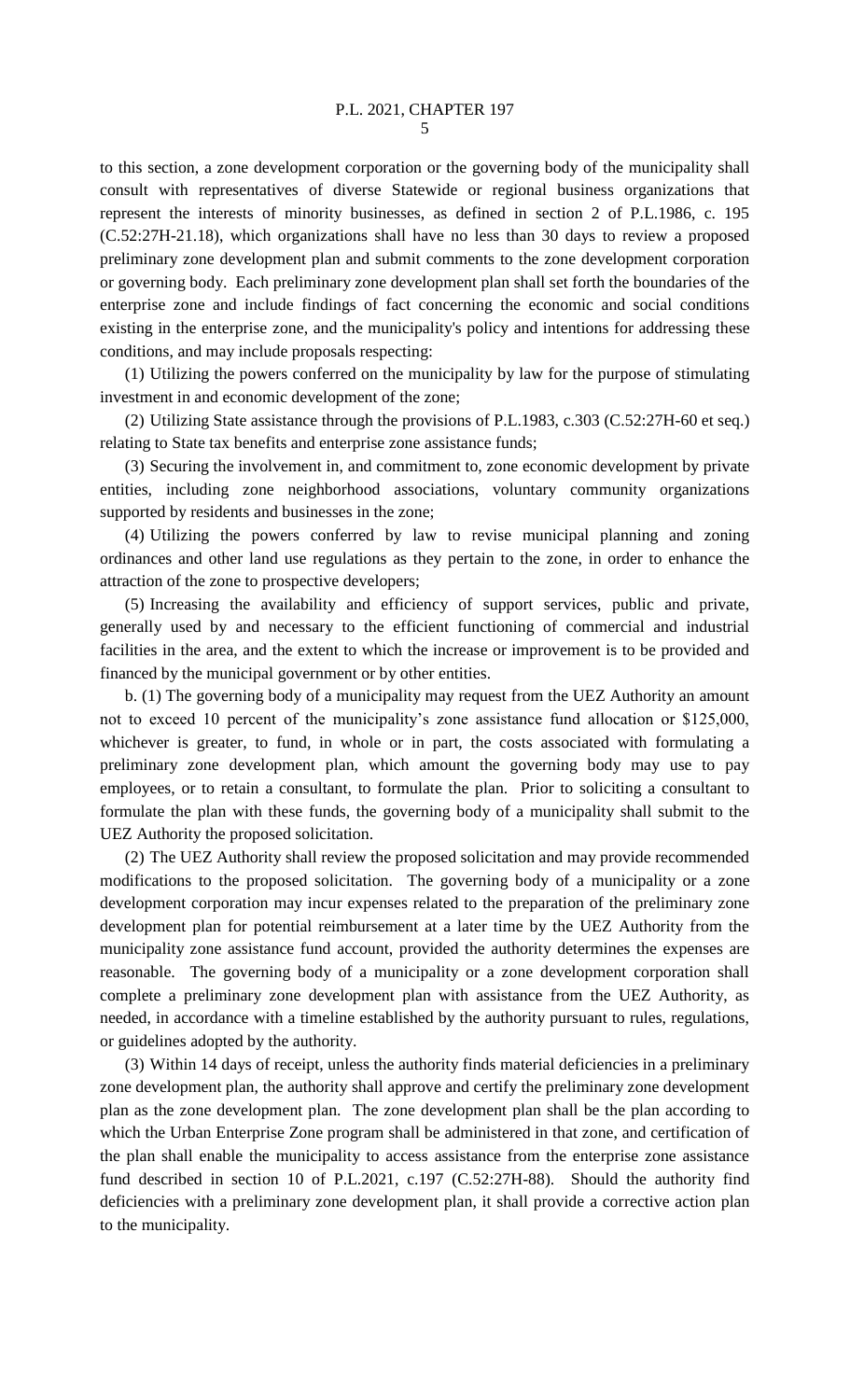to this section, a zone development corporation or the governing body of the municipality shall consult with representatives of diverse Statewide or regional business organizations that represent the interests of minority businesses, as defined in section 2 of P.L.1986, c. 195 (C.52:27H-21.18), which organizations shall have no less than 30 days to review a proposed preliminary zone development plan and submit comments to the zone development corporation or governing body. Each preliminary zone development plan shall set forth the boundaries of the enterprise zone and include findings of fact concerning the economic and social conditions existing in the enterprise zone, and the municipality's policy and intentions for addressing these conditions, and may include proposals respecting:

(1) Utilizing the powers conferred on the municipality by law for the purpose of stimulating investment in and economic development of the zone;

(2) Utilizing State assistance through the provisions of P.L.1983, c.303 (C.52:27H-60 et seq.) relating to State tax benefits and enterprise zone assistance funds;

(3) Securing the involvement in, and commitment to, zone economic development by private entities, including zone neighborhood associations, voluntary community organizations supported by residents and businesses in the zone;

(4) Utilizing the powers conferred by law to revise municipal planning and zoning ordinances and other land use regulations as they pertain to the zone, in order to enhance the attraction of the zone to prospective developers;

(5) Increasing the availability and efficiency of support services, public and private, generally used by and necessary to the efficient functioning of commercial and industrial facilities in the area, and the extent to which the increase or improvement is to be provided and financed by the municipal government or by other entities.

b. (1) The governing body of a municipality may request from the UEZ Authority an amount not to exceed 10 percent of the municipality's zone assistance fund allocation or $125,000, whichever is greater, to fund, in whole or in part, the costs associated with formulating a preliminary zone development plan, which amount the governing body may use to pay employees, or to retain a consultant, to formulate the plan. Prior to soliciting a consultant to formulate the plan with these funds, the governing body of a municipality shall submit to the UEZ Authority the proposed solicitation.

(2) The UEZ Authority shall review the proposed solicitation and may provide recommended modifications to the proposed solicitation. The governing body of a municipality or a zone development corporation may incur expenses related to the preparation of the preliminary zone development plan for potential reimbursement at a later time by the UEZ Authority from the municipality zone assistance fund account, provided the authority determines the expenses are reasonable. The governing body of a municipality or a zone development corporation shall complete a preliminary zone development plan with assistance from the UEZ Authority, as needed, in accordance with a timeline established by the authority pursuant to rules, regulations, or guidelines adopted by the authority.

(3) Within 14 days of receipt, unless the authority finds material deficiencies in a preliminary zone development plan, the authority shall approve and certify the preliminary zone development plan as the zone development plan. The zone development plan shall be the plan according to which the Urban Enterprise Zone program shall be administered in that zone, and certification of the plan shall enable the municipality to access assistance from the enterprise zone assistance fund described in section 10 of P.L.2021, c.197 (C.52:27H-88). Should the authority find deficiencies with a preliminary zone development plan, it shall provide a corrective action plan to the municipality.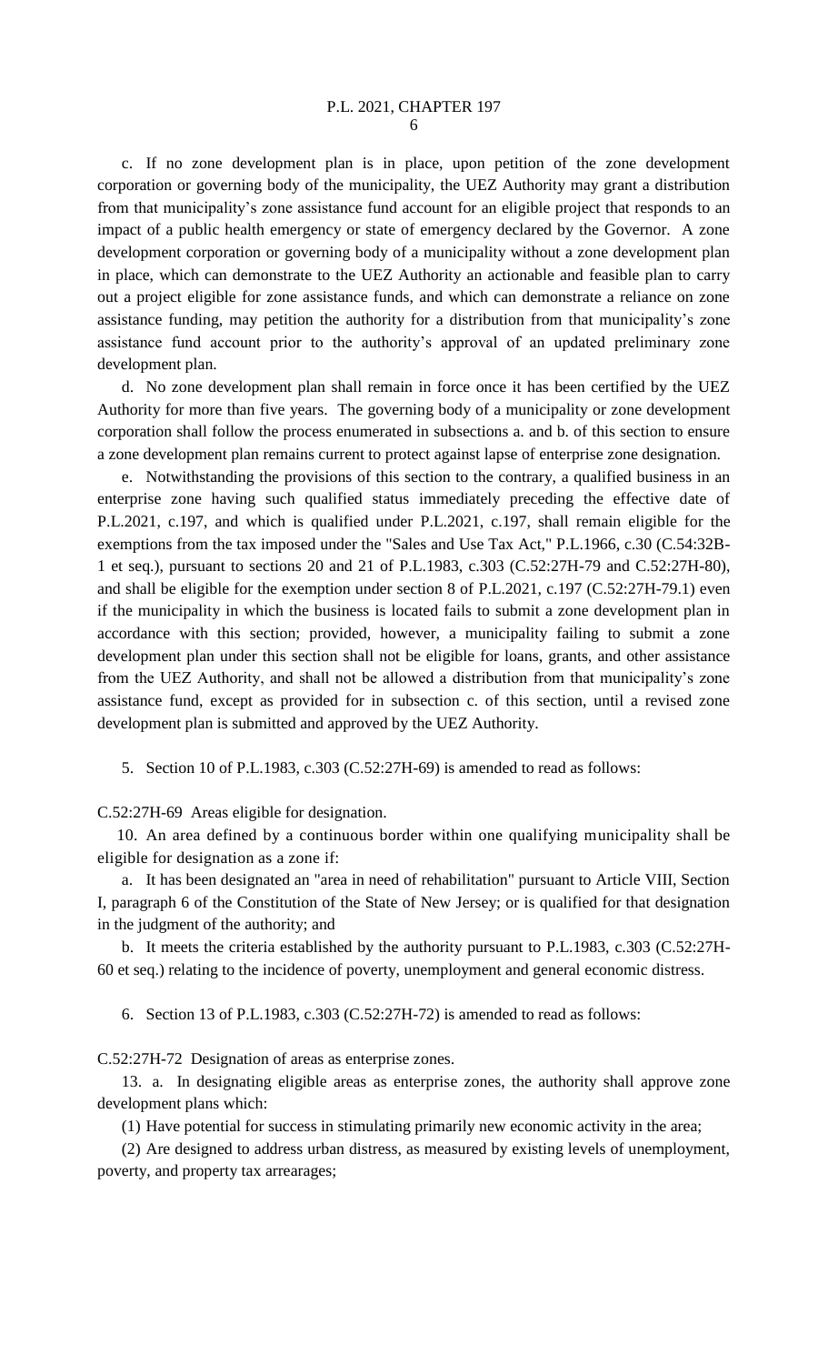c. If no zone development plan is in place, upon petition of the zone development corporation or governing body of the municipality, the UEZ Authority may grant a distribution from that municipality's zone assistance fund account for an eligible project that responds to an impact of a public health emergency or state of emergency declared by the Governor. A zone development corporation or governing body of a municipality without a zone development plan in place, which can demonstrate to the UEZ Authority an actionable and feasible plan to carry out a project eligible for zone assistance funds, and which can demonstrate a reliance on zone assistance funding, may petition the authority for a distribution from that municipality's zone assistance fund account prior to the authority's approval of an updated preliminary zone development plan.

d. No zone development plan shall remain in force once it has been certified by the UEZ Authority for more than five years. The governing body of a municipality or zone development corporation shall follow the process enumerated in subsections a. and b. of this section to ensure a zone development plan remains current to protect against lapse of enterprise zone designation.

e. Notwithstanding the provisions of this section to the contrary, a qualified business in an enterprise zone having such qualified status immediately preceding the effective date of P.L.2021, c.197, and which is qualified under P.L.2021, c.197, shall remain eligible for the exemptions from the tax imposed under the "Sales and Use Tax Act," P.L.1966, c.30 (C.54:32B-1 et seq.), pursuant to sections 20 and 21 of P.L.1983, c.303 (C.52:27H-79 and C.52:27H-80), and shall be eligible for the exemption under section 8 of P.L.2021, c.197 (C.52:27H-79.1) even if the municipality in which the business is located fails to submit a zone development plan in accordance with this section; provided, however, a municipality failing to submit a zone development plan under this section shall not be eligible for loans, grants, and other assistance from the UEZ Authority, and shall not be allowed a distribution from that municipality's zone assistance fund, except as provided for in subsection c. of this section, until a revised zone development plan is submitted and approved by the UEZ Authority.

5. Section 10 of P.L.1983, c.303 (C.52:27H-69) is amended to read as follows:

C.52:27H-69 Areas eligible for designation.

10. An area defined by a continuous border within one qualifying municipality shall be eligible for designation as a zone if:

a. It has been designated an "area in need of rehabilitation" pursuant to Article VIII, Section I, paragraph 6 of the Constitution of the State of New Jersey; or is qualified for that designation in the judgment of the authority; and

b. It meets the criteria established by the authority pursuant to P.L.1983, c.303 (C.52:27H-60 et seq.) relating to the incidence of poverty, unemployment and general economic distress.

6. Section 13 of P.L.1983, c.303 (C.52:27H-72) is amended to read as follows:

C.52:27H-72 Designation of areas as enterprise zones.

13. a. In designating eligible areas as enterprise zones, the authority shall approve zone development plans which:

(1) Have potential for success in stimulating primarily new economic activity in the area;

(2) Are designed to address urban distress, as measured by existing levels of unemployment, poverty, and property tax arrearages;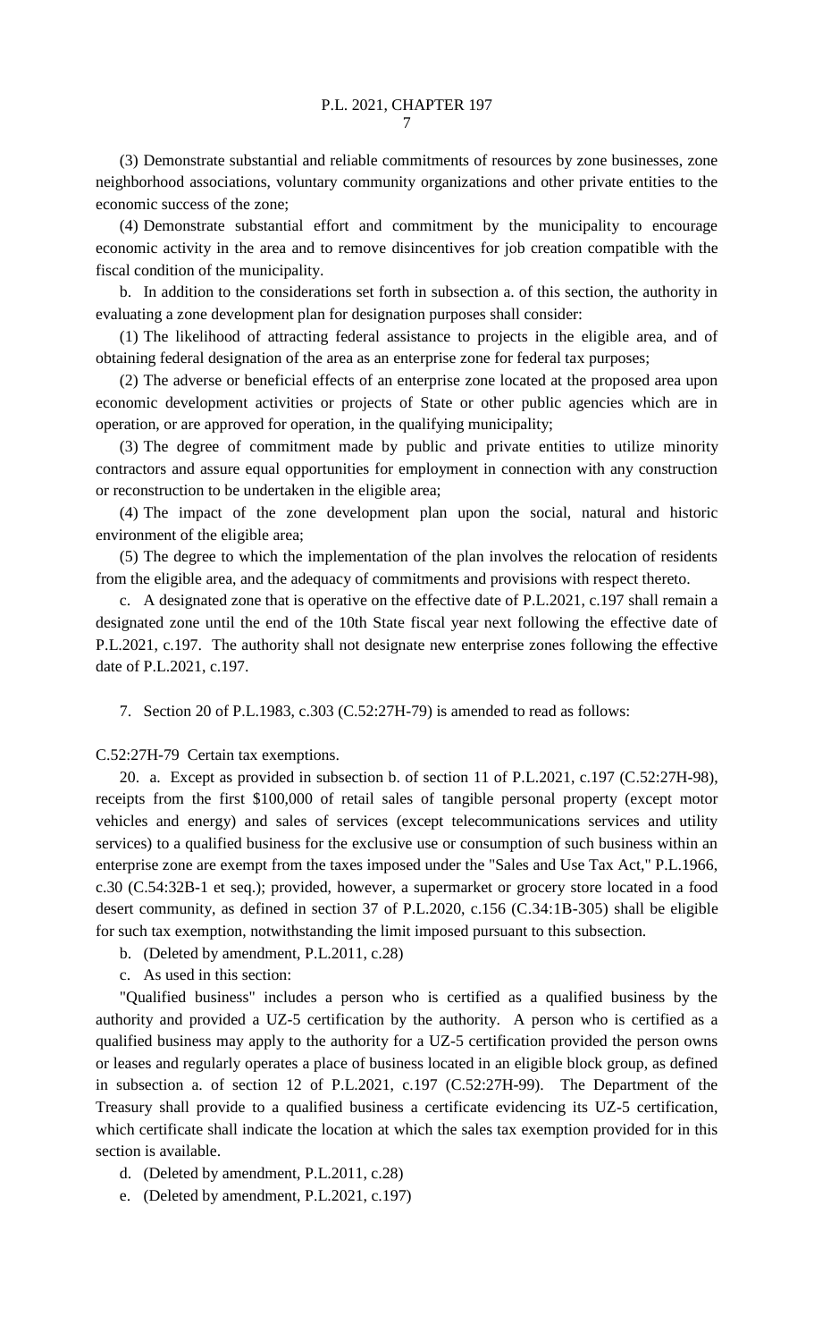(3) Demonstrate substantial and reliable commitments of resources by zone businesses, zone neighborhood associations, voluntary community organizations and other private entities to the economic success of the zone;

(4) Demonstrate substantial effort and commitment by the municipality to encourage economic activity in the area and to remove disincentives for job creation compatible with the fiscal condition of the municipality.

b. In addition to the considerations set forth in subsection a. of this section, the authority in evaluating a zone development plan for designation purposes shall consider:

(1) The likelihood of attracting federal assistance to projects in the eligible area, and of obtaining federal designation of the area as an enterprise zone for federal tax purposes;

(2) The adverse or beneficial effects of an enterprise zone located at the proposed area upon economic development activities or projects of State or other public agencies which are in operation, or are approved for operation, in the qualifying municipality;

(3) The degree of commitment made by public and private entities to utilize minority contractors and assure equal opportunities for employment in connection with any construction or reconstruction to be undertaken in the eligible area;

(4) The impact of the zone development plan upon the social, natural and historic environment of the eligible area;

(5) The degree to which the implementation of the plan involves the relocation of residents from the eligible area, and the adequacy of commitments and provisions with respect thereto.

c. A designated zone that is operative on the effective date of P.L.2021, c.197 shall remain a designated zone until the end of the 10th State fiscal year next following the effective date of P.L.2021, c.197. The authority shall not designate new enterprise zones following the effective date of P.L.2021, c.197.

7. Section 20 of P.L.1983, c.303 (C.52:27H-79) is amended to read as follows:

C.52:27H-79 Certain tax exemptions.

20. a. Except as provided in subsection b. of section 11 of P.L.2021, c.197 (C.52:27H-98), receipts from the first $100,000 of retail sales of tangible personal property (except motor vehicles and energy) and sales of services (except telecommunications services and utility services) to a qualified business for the exclusive use or consumption of such business within an enterprise zone are exempt from the taxes imposed under the "Sales and Use Tax Act," P.L.1966, c.30 (C.54:32B-1 et seq.); provided, however, a supermarket or grocery store located in a food desert community, as defined in section 37 of P.L.2020, c.156 (C.34:1B-305) shall be eligible for such tax exemption, notwithstanding the limit imposed pursuant to this subsection.

b. (Deleted by amendment, P.L.2011, c.28)

c. As used in this section:

"Qualified business" includes a person who is certified as a qualified business by the authority and provided a UZ-5 certification by the authority. A person who is certified as a qualified business may apply to the authority for a UZ-5 certification provided the person owns or leases and regularly operates a place of business located in an eligible block group, as defined in subsection a. of section 12 of P.L.2021, c.197 (C.52:27H-99). The Department of the Treasury shall provide to a qualified business a certificate evidencing its UZ-5 certification, which certificate shall indicate the location at which the sales tax exemption provided for in this section is available.

d. (Deleted by amendment, P.L.2011, c.28)

e. (Deleted by amendment, P.L.2021, c.197)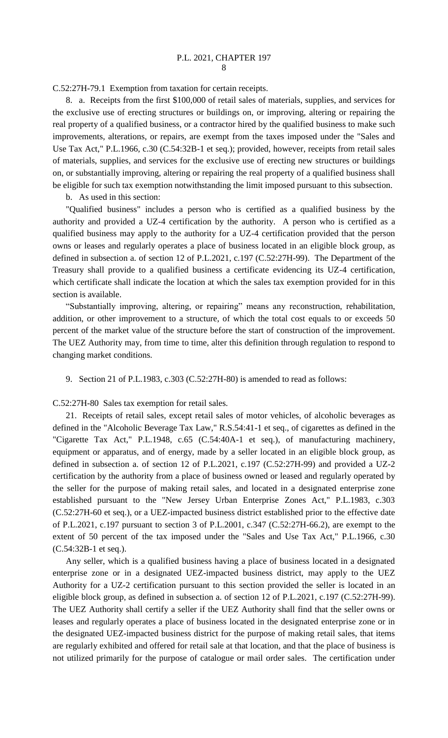C.52:27H-79.1 Exemption from taxation for certain receipts.

8. a. Receipts from the first $100,000 of retail sales of materials, supplies, and services for the exclusive use of erecting structures or buildings on, or improving, altering or repairing the real property of a qualified business, or a contractor hired by the qualified business to make such improvements, alterations, or repairs, are exempt from the taxes imposed under the "Sales and Use Tax Act," P.L.1966, c.30 (C.54:32B-1 et seq.); provided, however, receipts from retail sales of materials, supplies, and services for the exclusive use of erecting new structures or buildings on, or substantially improving, altering or repairing the real property of a qualified business shall be eligible for such tax exemption notwithstanding the limit imposed pursuant to this subsection.

b. As used in this section:

"Qualified business" includes a person who is certified as a qualified business by the authority and provided a UZ-4 certification by the authority. A person who is certified as a qualified business may apply to the authority for a UZ-4 certification provided that the person owns or leases and regularly operates a place of business located in an eligible block group, as defined in subsection a. of section 12 of P.L.2021, c.197 (C.52:27H-99). The Department of the Treasury shall provide to a qualified business a certificate evidencing its UZ-4 certification, which certificate shall indicate the location at which the sales tax exemption provided for in this section is available.

"Substantially improving, altering, or repairing" means any reconstruction, rehabilitation, addition, or other improvement to a structure, of which the total cost equals to or exceeds 50 percent of the market value of the structure before the start of construction of the improvement. The UEZ Authority may, from time to time, alter this definition through regulation to respond to changing market conditions.

9. Section 21 of P.L.1983, c.303 (C.52:27H-80) is amended to read as follows:

C.52:27H-80 Sales tax exemption for retail sales.

21. Receipts of retail sales, except retail sales of motor vehicles, of alcoholic beverages as defined in the "Alcoholic Beverage Tax Law," R.S.54:41-1 et seq., of cigarettes as defined in the "Cigarette Tax Act," P.L.1948, c.65 (C.54:40A-1 et seq.), of manufacturing machinery, equipment or apparatus, and of energy, made by a seller located in an eligible block group, as defined in subsection a. of section 12 of P.L.2021, c.197 (C.52:27H-99) and provided a UZ-2 certification by the authority from a place of business owned or leased and regularly operated by the seller for the purpose of making retail sales, and located in a designated enterprise zone established pursuant to the "New Jersey Urban Enterprise Zones Act," P.L.1983, c.303 (C.52:27H-60 et seq.), or a UEZ-impacted business district established prior to the effective date of P.L.2021, c.197 pursuant to section 3 of P.L.2001, c.347 (C.52:27H-66.2), are exempt to the extent of 50 percent of the tax imposed under the "Sales and Use Tax Act," P.L.1966, c.30 (C.54:32B-1 et seq.).

Any seller, which is a qualified business having a place of business located in a designated enterprise zone or in a designated UEZ-impacted business district, may apply to the UEZ Authority for a UZ-2 certification pursuant to this section provided the seller is located in an eligible block group, as defined in subsection a. of section 12 of P.L.2021, c.197 (C.52:27H-99). The UEZ Authority shall certify a seller if the UEZ Authority shall find that the seller owns or leases and regularly operates a place of business located in the designated enterprise zone or in the designated UEZ-impacted business district for the purpose of making retail sales, that items are regularly exhibited and offered for retail sale at that location, and that the place of business is not utilized primarily for the purpose of catalogue or mail order sales. The certification under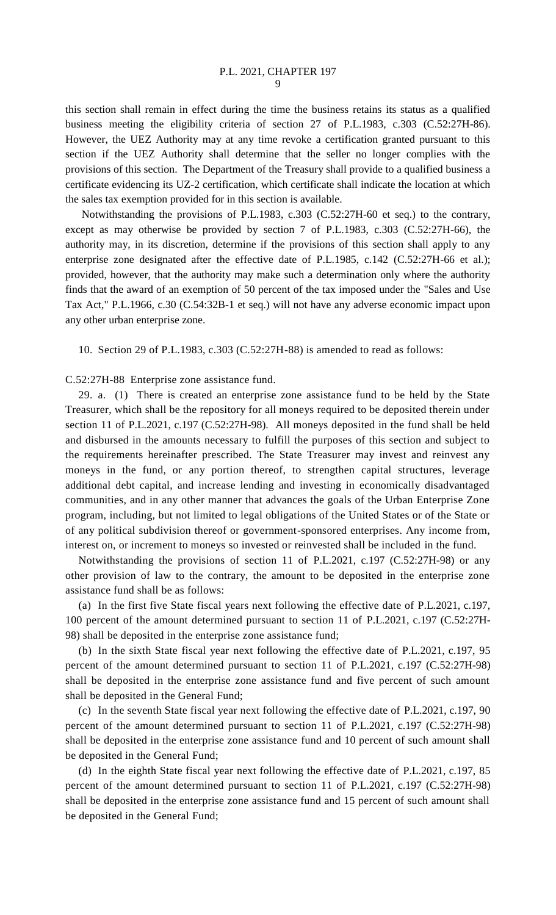this section shall remain in effect during the time the business retains its status as a qualified business meeting the eligibility criteria of section 27 of P.L.1983, c.303 (C.52:27H-86). However, the UEZ Authority may at any time revoke a certification granted pursuant to this section if the UEZ Authority shall determine that the seller no longer complies with the provisions of this section. The Department of the Treasury shall provide to a qualified business a certificate evidencing its UZ-2 certification, which certificate shall indicate the location at which the sales tax exemption provided for in this section is available.

Notwithstanding the provisions of P.L.1983, c.303 (C.52:27H-60 et seq.) to the contrary, except as may otherwise be provided by section 7 of P.L.1983, c.303 (C.52:27H-66), the authority may, in its discretion, determine if the provisions of this section shall apply to any enterprise zone designated after the effective date of P.L.1985, c.142 (C.52:27H-66 et al.); provided, however, that the authority may make such a determination only where the authority finds that the award of an exemption of 50 percent of the tax imposed under the "Sales and Use Tax Act," P.L.1966, c.30 (C.54:32B-1 et seq.) will not have any adverse economic impact upon any other urban enterprise zone.

10. Section 29 of P.L.1983, c.303 (C.52:27H-88) is amended to read as follows:

C.52:27H-88 Enterprise zone assistance fund.

29. a. (1) There is created an enterprise zone assistance fund to be held by the State Treasurer, which shall be the repository for all moneys required to be deposited therein under section 11 of P.L.2021, c.197 (C.52:27H-98). All moneys deposited in the fund shall be held and disbursed in the amounts necessary to fulfill the purposes of this section and subject to the requirements hereinafter prescribed. The State Treasurer may invest and reinvest any moneys in the fund, or any portion thereof, to strengthen capital structures, leverage additional debt capital, and increase lending and investing in economically disadvantaged communities, and in any other manner that advances the goals of the Urban Enterprise Zone program, including, but not limited to legal obligations of the United States or of the State or of any political subdivision thereof or government-sponsored enterprises. Any income from, interest on, or increment to moneys so invested or reinvested shall be included in the fund.

Notwithstanding the provisions of section 11 of P.L.2021, c.197 (C.52:27H-98) or any other provision of law to the contrary, the amount to be deposited in the enterprise zone assistance fund shall be as follows:

(a) In the first five State fiscal years next following the effective date of P.L.2021, c.197, 100 percent of the amount determined pursuant to section 11 of P.L.2021, c.197 (C.52:27H-98) shall be deposited in the enterprise zone assistance fund;

(b) In the sixth State fiscal year next following the effective date of P.L.2021, c.197, 95 percent of the amount determined pursuant to section 11 of P.L.2021, c.197 (C.52:27H-98) shall be deposited in the enterprise zone assistance fund and five percent of such amount shall be deposited in the General Fund;

(c) In the seventh State fiscal year next following the effective date of P.L.2021, c.197, 90 percent of the amount determined pursuant to section 11 of P.L.2021, c.197 (C.52:27H-98) shall be deposited in the enterprise zone assistance fund and 10 percent of such amount shall be deposited in the General Fund;

(d) In the eighth State fiscal year next following the effective date of P.L.2021, c.197, 85 percent of the amount determined pursuant to section 11 of P.L.2021, c.197 (C.52:27H-98) shall be deposited in the enterprise zone assistance fund and 15 percent of such amount shall be deposited in the General Fund;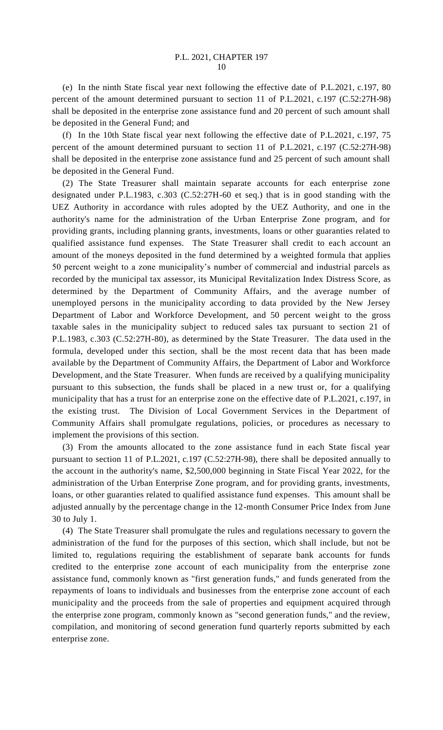(e) In the ninth State fiscal year next following the effective date of P.L.2021, c.197, 80 percent of the amount determined pursuant to section 11 of P.L.2021, c.197 (C.52:27H-98) shall be deposited in the enterprise zone assistance fund and 20 percent of such amount shall be deposited in the General Fund; and

(f) In the 10th State fiscal year next following the effective date of P.L.2021, c.197, 75 percent of the amount determined pursuant to section 11 of P.L.2021, c.197 (C.52:27H-98) shall be deposited in the enterprise zone assistance fund and 25 percent of such amount shall be deposited in the General Fund.

(2) The State Treasurer shall maintain separate accounts for each enterprise zone designated under P.L.1983, c.303 (C.52:27H-60 et seq.) that is in good standing with the UEZ Authority in accordance with rules adopted by the UEZ Authority, and one in the authority's name for the administration of the Urban Enterprise Zone program, and for providing grants, including planning grants, investments, loans or other guaranties related to qualified assistance fund expenses. The State Treasurer shall credit to each account an amount of the moneys deposited in the fund determined by a weighted formula that applies 50 percent weight to a zone municipality's number of commercial and industrial parcels as recorded by the municipal tax assessor, its Municipal Revitalization Index Distress Score, as determined by the Department of Community Affairs, and the average number of unemployed persons in the municipality according to data provided by the New Jersey Department of Labor and Workforce Development, and 50 percent weight to the gross taxable sales in the municipality subject to reduced sales tax pursuant to section 21 of P.L.1983, c.303 (C.52:27H-80), as determined by the State Treasurer. The data used in the formula, developed under this section, shall be the most recent data that has been made available by the Department of Community Affairs, the Department of Labor and Workforce Development, and the State Treasurer. When funds are received by a qualifying municipality pursuant to this subsection, the funds shall be placed in a new trust or, for a qualifying municipality that has a trust for an enterprise zone on the effective date of P.L.2021, c.197, in the existing trust. The Division of Local Government Services in the Department of Community Affairs shall promulgate regulations, policies, or procedures as necessary to implement the provisions of this section.

(3) From the amounts allocated to the zone assistance fund in each State fiscal year pursuant to section 11 of P.L.2021, c.197 (C.52:27H-98), there shall be deposited annually to the account in the authority's name, $2,500,000 beginning in State Fiscal Year 2022, for the administration of the Urban Enterprise Zone program, and for providing grants, investments, loans, or other guaranties related to qualified assistance fund expenses. This amount shall be adjusted annually by the percentage change in the 12-month Consumer Price Index from June 30 to July 1.

(4) The State Treasurer shall promulgate the rules and regulations necessary to govern the administration of the fund for the purposes of this section, which shall include, but not be limited to, regulations requiring the establishment of separate bank accounts for funds credited to the enterprise zone account of each municipality from the enterprise zone assistance fund, commonly known as "first generation funds," and funds generated from the repayments of loans to individuals and businesses from the enterprise zone account of each municipality and the proceeds from the sale of properties and equipment acquired through the enterprise zone program, commonly known as "second generation funds," and the review, compilation, and monitoring of second generation fund quarterly reports submitted by each enterprise zone.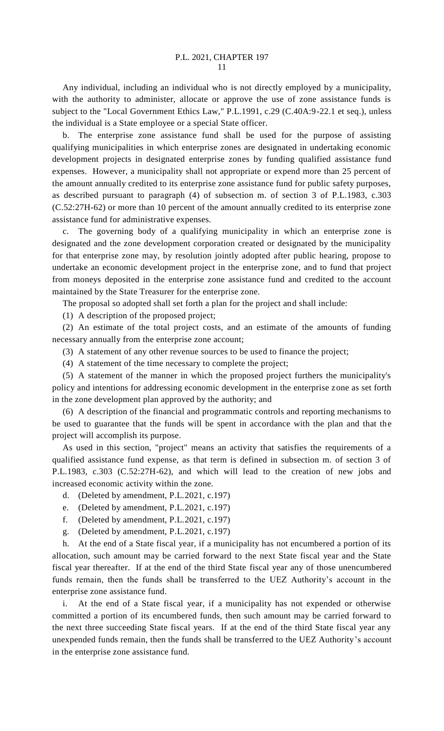Any individual, including an individual who is not directly employed by a municipality, with the authority to administer, allocate or approve the use of zone assistance funds is subject to the "Local Government Ethics Law," P.L.1991, c.29 (C.40A:9-22.1 et seq.), unless the individual is a State employee or a special State officer.

b. The enterprise zone assistance fund shall be used for the purpose of assisting qualifying municipalities in which enterprise zones are designated in undertaking economic development projects in designated enterprise zones by funding qualified assistance fund expenses. However, a municipality shall not appropriate or expend more than 25 percent of the amount annually credited to its enterprise zone assistance fund for public safety purposes, as described pursuant to paragraph (4) of subsection m. of section 3 of P.L.1983, c.303 (C.52:27H-62) or more than 10 percent of the amount annually credited to its enterprise zone assistance fund for administrative expenses.

c. The governing body of a qualifying municipality in which an enterprise zone is designated and the zone development corporation created or designated by the municipality for that enterprise zone may, by resolution jointly adopted after public hearing, propose to undertake an economic development project in the enterprise zone, and to fund that project from moneys deposited in the enterprise zone assistance fund and credited to the account maintained by the State Treasurer for the enterprise zone.

The proposal so adopted shall set forth a plan for the project and shall include:

(1) A description of the proposed project;

(2) An estimate of the total project costs, and an estimate of the amounts of funding necessary annually from the enterprise zone account;

(3) A statement of any other revenue sources to be used to finance the project;

(4) A statement of the time necessary to complete the project;

(5) A statement of the manner in which the proposed project furthers the municipality's policy and intentions for addressing economic development in the enterprise zone as set forth in the zone development plan approved by the authority; and

(6) A description of the financial and programmatic controls and reporting mechanisms to be used to guarantee that the funds will be spent in accordance with the plan and that the project will accomplish its purpose.

As used in this section, "project" means an activity that satisfies the requirements of a qualified assistance fund expense, as that term is defined in subsection m. of section 3 of P.L.1983, c.303 (C.52:27H-62), and which will lead to the creation of new jobs and increased economic activity within the zone.

d. (Deleted by amendment, P.L.2021, c.197)

e. (Deleted by amendment, P.L.2021, c.197)

f. (Deleted by amendment, P.L.2021, c.197)

g. (Deleted by amendment, P.L.2021, c.197)

h. At the end of a State fiscal year, if a municipality has not encumbered a portion of its allocation, such amount may be carried forward to the next State fiscal year and the State fiscal year thereafter. If at the end of the third State fiscal year any of those unencumbered funds remain, then the funds shall be transferred to the UEZ Authority's account in the enterprise zone assistance fund.

i. At the end of a State fiscal year, if a municipality has not expended or otherwise committed a portion of its encumbered funds, then such amount may be carried forward to the next three succeeding State fiscal years. If at the end of the third State fiscal year any unexpended funds remain, then the funds shall be transferred to the UEZ Authority's account in the enterprise zone assistance fund.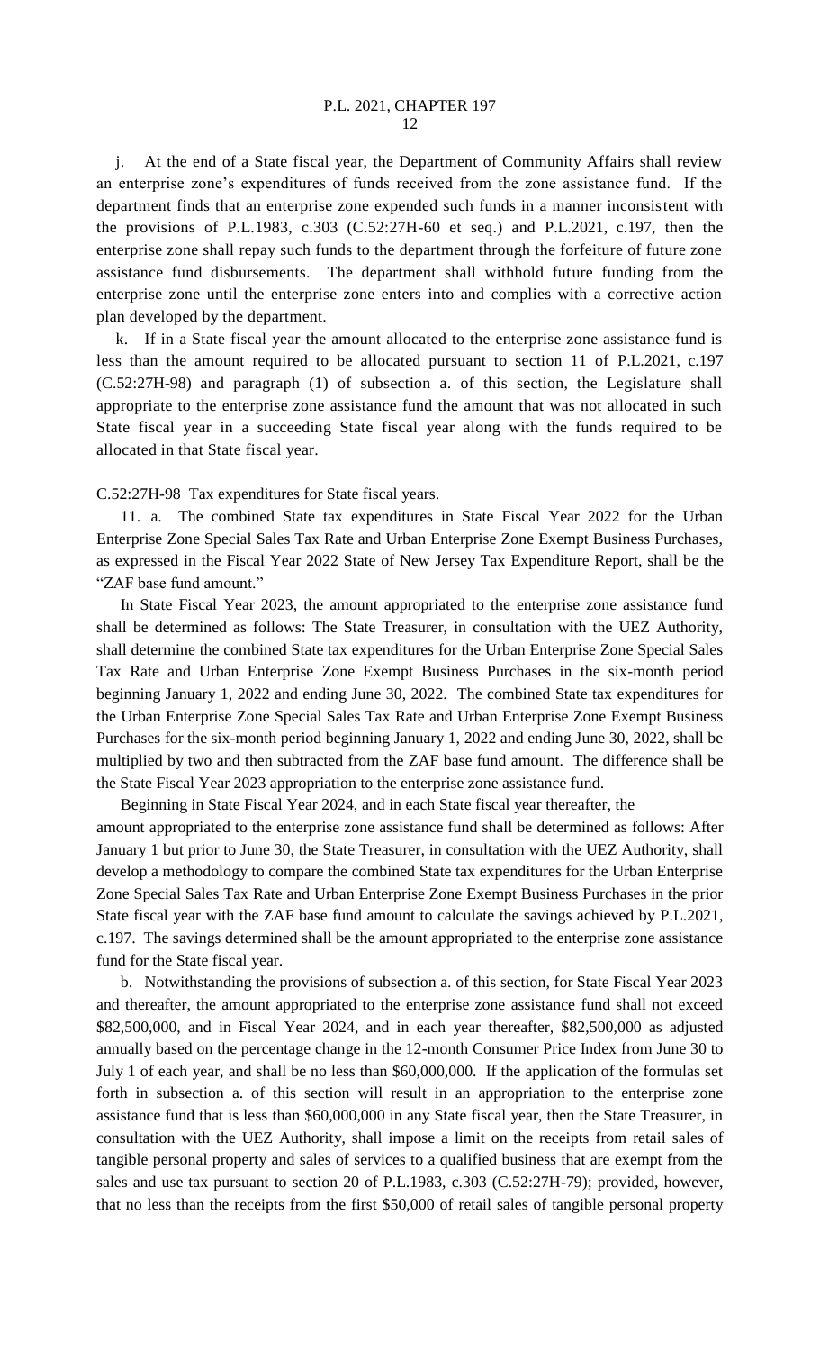j. At the end of a State fiscal year, the Department of Community Affairs shall review an enterprise zone's expenditures of funds received from the zone assistance fund. If the department finds that an enterprise zone expended such funds in a manner inconsistent with the provisions of P.L.1983, c.303 (C.52:27H-60 et seq.) and P.L.2021, c.197, then the enterprise zone shall repay such funds to the department through the forfeiture of future zone assistance fund disbursements. The department shall withhold future funding from the enterprise zone until the enterprise zone enters into and complies with a corrective action plan developed by the department.

k. If in a State fiscal year the amount allocated to the enterprise zone assistance fund is less than the amount required to be allocated pursuant to section 11 of P.L.2021, c.197 (C.52:27H-98) and paragraph (1) of subsection a. of this section, the Legislature shall appropriate to the enterprise zone assistance fund the amount that was not allocated in such State fiscal year in a succeeding State fiscal year along with the funds required to be allocated in that State fiscal year.

C.52:27H-98 Tax expenditures for State fiscal years.

11. a. The combined State tax expenditures in State Fiscal Year 2022 for the Urban Enterprise Zone Special Sales Tax Rate and Urban Enterprise Zone Exempt Business Purchases, as expressed in the Fiscal Year 2022 State of New Jersey Tax Expenditure Report, shall be the "ZAF base fund amount."

In State Fiscal Year 2023, the amount appropriated to the enterprise zone assistance fund shall be determined as follows: The State Treasurer, in consultation with the UEZ Authority, shall determine the combined State tax expenditures for the Urban Enterprise Zone Special Sales Tax Rate and Urban Enterprise Zone Exempt Business Purchases in the six-month period beginning January 1, 2022 and ending June 30, 2022. The combined State tax expenditures for the Urban Enterprise Zone Special Sales Tax Rate and Urban Enterprise Zone Exempt Business Purchases for the six-month period beginning January 1, 2022 and ending June 30, 2022, shall be multiplied by two and then subtracted from the ZAF base fund amount. The difference shall be the State Fiscal Year 2023 appropriation to the enterprise zone assistance fund.

Beginning in State Fiscal Year 2024, and in each State fiscal year thereafter, the amount appropriated to the enterprise zone assistance fund shall be determined as follows: After January 1 but prior to June 30, the State Treasurer, in consultation with the UEZ Authority, shall develop a methodology to compare the combined State tax expenditures for the Urban Enterprise Zone Special Sales Tax Rate and Urban Enterprise Zone Exempt Business Purchases in the prior State fiscal year with the ZAF base fund amount to calculate the savings achieved by P.L.2021, c.197. The savings determined shall be the amount appropriated to the enterprise zone assistance fund for the State fiscal year.

b. Notwithstanding the provisions of subsection a. of this section, for State Fiscal Year 2023 and thereafter, the amount appropriated to the enterprise zone assistance fund shall not exceed $82,500,000, and in Fiscal Year 2024, and in each year thereafter, $82,500,000 as adjusted annually based on the percentage change in the 12-month Consumer Price Index from June 30 to July 1 of each year, and shall be no less than $60,000,000. If the application of the formulas set forth in subsection a. of this section will result in an appropriation to the enterprise zone assistance fund that is less than $60,000,000 in any State fiscal year, then the State Treasurer, in consultation with the UEZ Authority, shall impose a limit on the receipts from retail sales of tangible personal property and sales of services to a qualified business that are exempt from the sales and use tax pursuant to section 20 of P.L.1983, c.303 (C.52:27H-79); provided, however, that no less than the receipts from the first $50,000 of retail sales of tangible personal property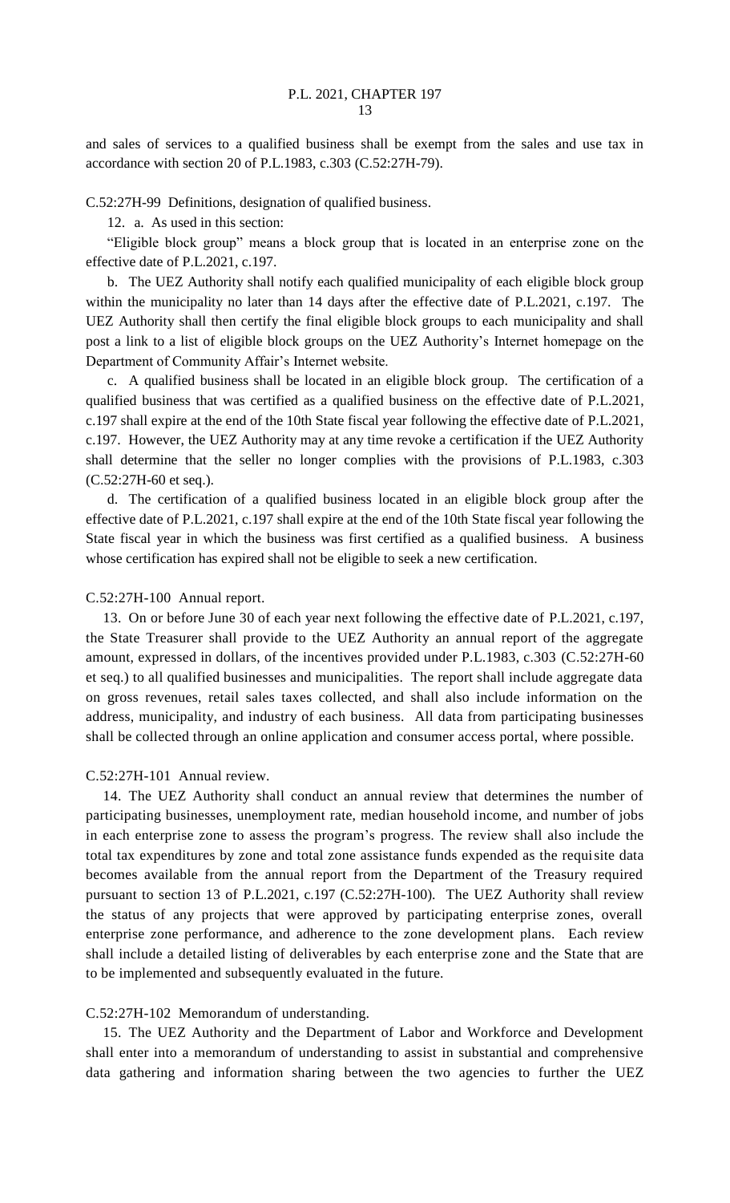and sales of services to a qualified business shall be exempt from the sales and use tax in accordance with section 20 of P.L.1983, c.303 (C.52:27H-79).

C.52:27H-99 Definitions, designation of qualified business.

12. a. As used in this section:

"Eligible block group" means a block group that is located in an enterprise zone on the effective date of P.L.2021, c.197.

b. The UEZ Authority shall notify each qualified municipality of each eligible block group within the municipality no later than 14 days after the effective date of P.L.2021, c.197. The UEZ Authority shall then certify the final eligible block groups to each municipality and shall post a link to a list of eligible block groups on the UEZ Authority's Internet homepage on the Department of Community Affair's Internet website.

c. A qualified business shall be located in an eligible block group. The certification of a qualified business that was certified as a qualified business on the effective date of P.L.2021, c.197 shall expire at the end of the 10th State fiscal year following the effective date of P.L.2021, c.197. However, the UEZ Authority may at any time revoke a certification if the UEZ Authority shall determine that the seller no longer complies with the provisions of P.L.1983, c.303 (C.52:27H-60 et seq.).

d. The certification of a qualified business located in an eligible block group after the effective date of P.L.2021, c.197 shall expire at the end of the 10th State fiscal year following the State fiscal year in which the business was first certified as a qualified business. A business whose certification has expired shall not be eligible to seek a new certification.

C.52:27H-100 Annual report.

13. On or before June 30 of each year next following the effective date of P.L.2021, c.197, the State Treasurer shall provide to the UEZ Authority an annual report of the aggregate amount, expressed in dollars, of the incentives provided under P.L.1983, c.303 (C.52:27H-60 et seq.) to all qualified businesses and municipalities. The report shall include aggregate data on gross revenues, retail sales taxes collected, and shall also include information on the address, municipality, and industry of each business. All data from participating businesses shall be collected through an online application and consumer access portal, where possible.

C.52:27H-101 Annual review.

14. The UEZ Authority shall conduct an annual review that determines the number of participating businesses, unemployment rate, median household income, and number of jobs in each enterprise zone to assess the program's progress. The review shall also include the total tax expenditures by zone and total zone assistance funds expended as the requisite data becomes available from the annual report from the Department of the Treasury required pursuant to section 13 of P.L.2021, c.197 (C.52:27H-100). The UEZ Authority shall review the status of any projects that were approved by participating enterprise zones, overall enterprise zone performance, and adherence to the zone development plans. Each review shall include a detailed listing of deliverables by each enterprise zone and the State that are to be implemented and subsequently evaluated in the future.

C.52:27H-102 Memorandum of understanding.

15. The UEZ Authority and the Department of Labor and Workforce and Development shall enter into a memorandum of understanding to assist in substantial and comprehensive data gathering and information sharing between the two agencies to further the UEZ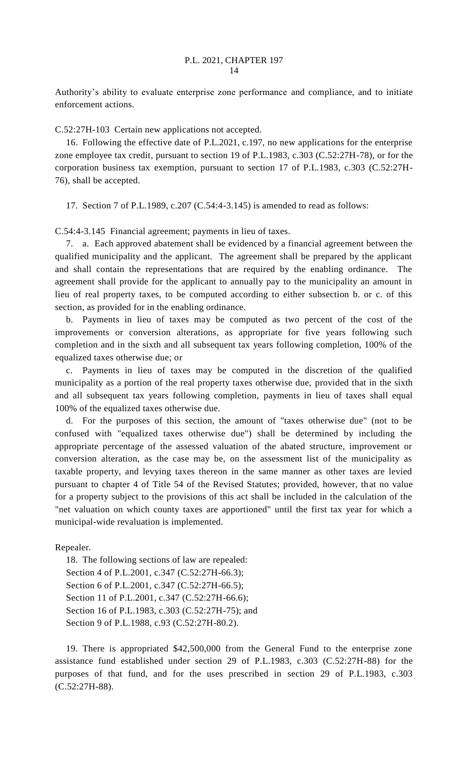Authority's ability to evaluate enterprise zone performance and compliance, and to initiate enforcement actions.

C.52:27H-103 Certain new applications not accepted.

16. Following the effective date of P.L.2021, c.197, no new applications for the enterprise zone employee tax credit, pursuant to section 19 of P.L.1983, c.303 (C.52:27H-78), or for the corporation business tax exemption, pursuant to section 17 of P.L.1983, c.303 (C.52:27H-76), shall be accepted.

17. Section 7 of P.L.1989, c.207 (C.54:4-3.145) is amended to read as follows:

C.54:4-3.145 Financial agreement; payments in lieu of taxes.

7. a. Each approved abatement shall be evidenced by a financial agreement between the qualified municipality and the applicant. The agreement shall be prepared by the applicant and shall contain the representations that are required by the enabling ordinance. The agreement shall provide for the applicant to annually pay to the municipality an amount in lieu of real property taxes, to be computed according to either subsection b. or c. of this section, as provided for in the enabling ordinance.

b. Payments in lieu of taxes may be computed as two percent of the cost of the improvements or conversion alterations, as appropriate for five years following such completion and in the sixth and all subsequent tax years following completion, 100% of the equalized taxes otherwise due; or

c. Payments in lieu of taxes may be computed in the discretion of the qualified municipality as a portion of the real property taxes otherwise due, provided that in the sixth and all subsequent tax years following completion, payments in lieu of taxes shall equal 100% of the equalized taxes otherwise due.

d. For the purposes of this section, the amount of "taxes otherwise due" (not to be confused with "equalized taxes otherwise due") shall be determined by including the appropriate percentage of the assessed valuation of the abated structure, improvement or conversion alteration, as the case may be, on the assessment list of the municipality as taxable property, and levying taxes thereon in the same manner as other taxes are levied pursuant to chapter 4 of Title 54 of the Revised Statutes; provided, however, that no value for a property subject to the provisions of this act shall be included in the calculation of the "net valuation on which county taxes are apportioned" until the first tax year for which a municipal-wide revaluation is implemented.

Repealer.

18. The following sections of law are repealed:
Section 4 of P.L.2001, c.347 (C.52:27H-66.3);
Section 6 of P.L.2001, c.347 (C.52:27H-66.5);
Section 11 of P.L.2001, c.347 (C.52:27H-66.6);
Section 16 of P.L.1983, c.303 (C.52:27H-75); and
Section 9 of P.L.1988, c.93 (C.52:27H-80.2).

19. There is appropriated $42,500,000 from the General Fund to the enterprise zone assistance fund established under section 29 of P.L.1983, c.303 (C.52:27H-88) for the purposes of that fund, and for the uses prescribed in section 29 of P.L.1983, c.303 (C.52:27H-88).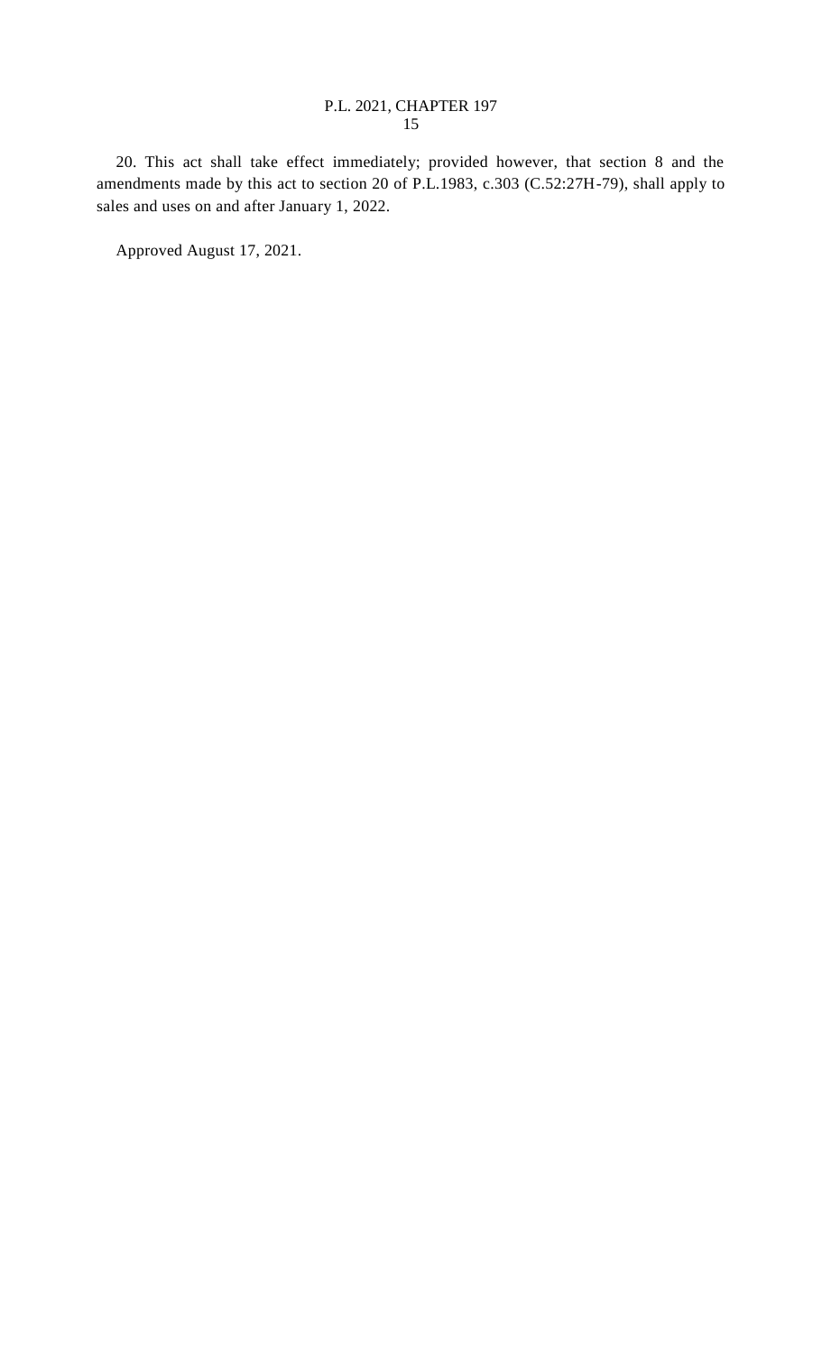20. This act shall take effect immediately; provided however, that section 8 and the amendments made by this act to section 20 of P.L.1983, c.303 (C.52:27H-79), shall apply to sales and uses on and after January 1, 2022.

Approved August 17, 2021.